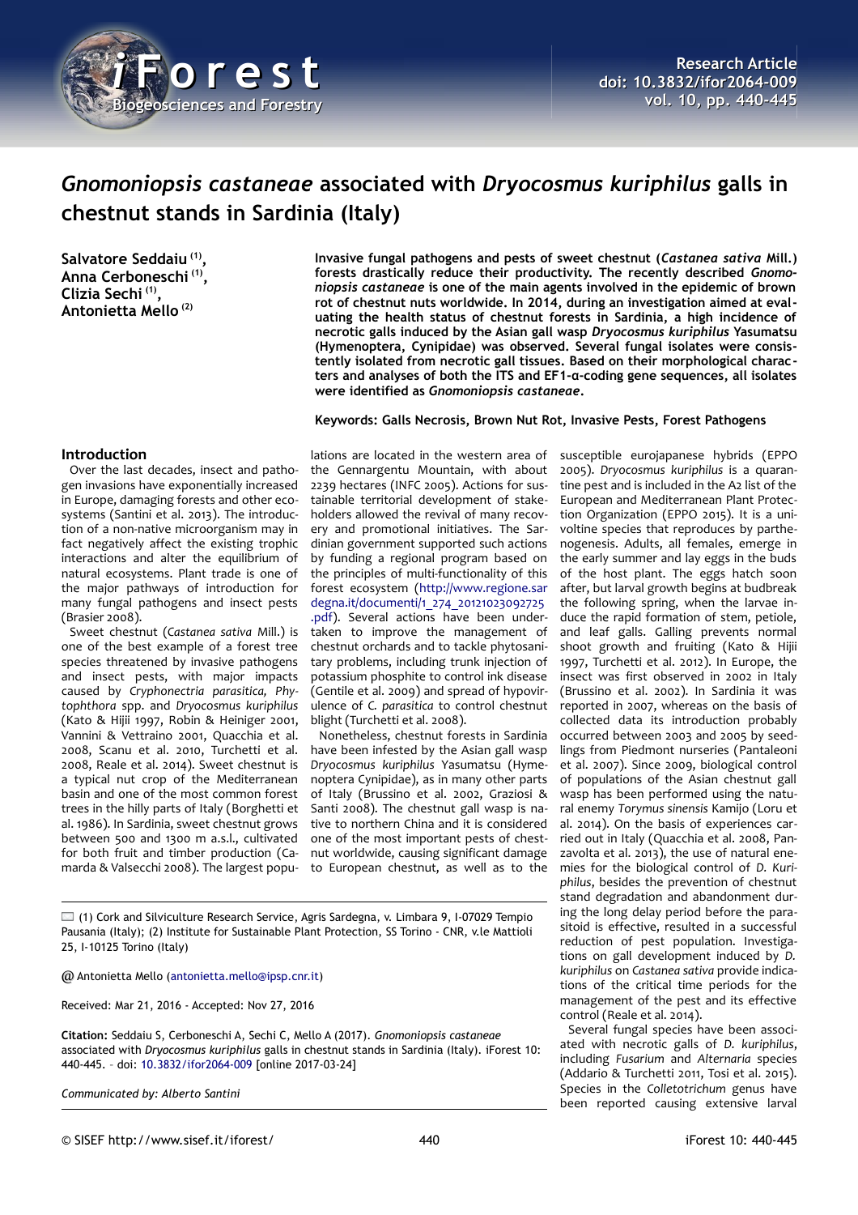# *Gnomoniopsis castaneae* associated with *Dryocosmus kuriphilus* galls in chestnut stands in Sardinia (Italy)

**Salvatore Seddaiu [1], Anna Cerboneschi [1], Clizia Sechi [1], Antonietta Mello [2]**

**Invasive fungal pathogens and pests of sweet chestnut (*Castanea sativa* Mill.) forests drastically reduce their productivity. The recently described *Gnomoniopsis castaneae* is one of the main agents involved in the epidemic of brown rot of chestnut nuts worldwide. In 2014, during an investigation aimed at evaluating the health status of chestnut forests in Sardinia, a high incidence of necrotic galls induced by the Asian gall wasp *Dryocosmus kuriphilus* Yasumatsu (Hymenoptera, Cynipidae) was observed. Several fungal isolates were consistently isolated from necrotic gall tissues. Based on their morphological characters and analyses of both the ITS and EF1-α-coding gene sequences, all isolates were identified as *Gnomoniopsis castaneae*.**

**Keywords: Galls Necrosis, Brown Nut Rot, Invasive Pests, Forest Pathogens**

## Introduction

Over the last decades, insect and pathogen invasions have exponentially increased in Europe, damaging forests and other ecosystems (Santini et al. 2013). The introduction of a non-native microorganism may in fact negatively affect the existing trophic interactions and alter the equilibrium of natural ecosystems. Plant trade is one of the major pathways of introduction for many fungal pathogens and insect pests (Brasier 2008).

Sweet chestnut (*Castanea sativa* Mill.) is one of the best example of a forest tree species threatened by invasive pathogens and insect pests, with major impacts caused by *Cryphonectria parasitica, Phytophthora* spp. and *Dryocosmus kuriphilus* (Kato & Hijii 1997, Robin & Heiniger 2001, Vannini & Vettraino 2001, Quacchia et al. 2008, Scanu et al. 2010, Turchetti et al. 2008, Reale et al. 2014). Sweet chestnut is a typical nut crop of the Mediterranean basin and one of the most common forest trees in the hilly parts of Italy (Borghetti et al. 1986). In Sardinia, sweet chestnut grows between 500 and 1300 m a.s.l., cultivated for both fruit and timber production (Camarda & Valsecchi 2008). The largest populations are located in the western area of the Gennargentu Mountain, with about 2239 hectares (INFC 2005). Actions for sustainable territorial development of stakeholders allowed the revival of many recovery and promotional initiatives. The Sardinian government supported such actions by funding a regional program based on the principles of multi-functionality of this forest ecosystem (http://www.regione.sardegna.it/documenti/1_274_20121023092725.pdf). Several actions have been undertaken to improve the management of chestnut orchards and to tackle phytosanitary problems, including trunk injection of potassium phosphite to control ink disease (Gentile et al. 2009) and spread of hypovirulence of *C. parasitica* to control chestnut blight (Turchetti et al. 2008).

Nonetheless, chestnut forests in Sardinia have been infested by the Asian gall wasp *Dryocosmus kuriphilus* Yasumatsu (Hymenoptera Cynipidae), as in many other parts of Italy (Brussino et al. 2002, Graziosi & Santi 2008). The chestnut gall wasp is native to northern China and it is considered one of the most important pests of chestnut worldwide, causing significant damage to European chestnut, as well as to the susceptible eurojapanese hybrids (EPPO 2005). *Dryocosmus kuriphilus* is a quarantine pest and is included in the A2 list of the European and Mediterranean Plant Protection Organization (EPPO 2015). It is a univoltine species that reproduces by parthenogenesis. Adults, all females, emerge in the early summer and lay eggs in the buds of the host plant. The eggs hatch soon after, but larval growth begins at budbreak the following spring, when the larvae induce the rapid formation of stem, petiole, and leaf galls. Galling prevents normal shoot growth and fruiting (Kato & Hijii 1997, Turchetti et al. 2012). In Europe, the insect was first observed in 2002 in Italy (Brussino et al. 2002). In Sardinia it was reported in 2007, whereas on the basis of collected data its introduction probably occurred between 2003 and 2005 by seedlings from Piedmont nurseries (Pantaleoni et al. 2007). Since 2009, biological control of populations of the Asian chestnut gall wasp has been performed using the natural enemy *Torymus sinensis* Kamijo (Loru et al. 2014). On the basis of experiences carried out in Italy (Quacchia et al. 2008, Panzavolta et al. 2013), the use of natural enemies for the biological control of *D. kuriphilus*, besides the prevention of chestnut stand degradation and abandonment during the long delay period before the parasitoid is effective, resulted in a successful reduction of pest population. Investigations on gall development induced by *D. kuriphilus* on *Castanea sativa* provide indications of the critical time periods for the management of the pest and its effective control (Reale et al. 2014).

Several fungal species have been associated with necrotic galls of *D. kuriphilus*, including *Fusarium* and *Alternaria* species (Addario & Turchetti 2011, Tosi et al. 2015). Species in the *Colletotrichum* genus have been reported causing extensive larval

---

(1) Cork and Silviculture Research Service, Agris Sardegna, v. Limbara 9, I-07029 Tempio Pausania (Italy); (2) Institute for Sustainable Plant Protection, SS Torino - CNR, v.le Mattioli 25, I-10125 Torino (Italy)

@ Antonietta Mello (antonietta.mello@ipsp.cnr.it)

Received: Mar 21, 2016 - Accepted: Nov 27, 2016

**Citation:** Seddaiu S, Cerboneschi A, Sechi C, Mello A (2017). *Gnomoniopsis castaneae* associated with *Dryocosmus kuriphilus* galls in chestnut stands in Sardinia (Italy). iForest 10: 440-445. – doi: 10.3832/ifor2064-009 [online 2017-03-24]

*Communicated by: Alberto Santini*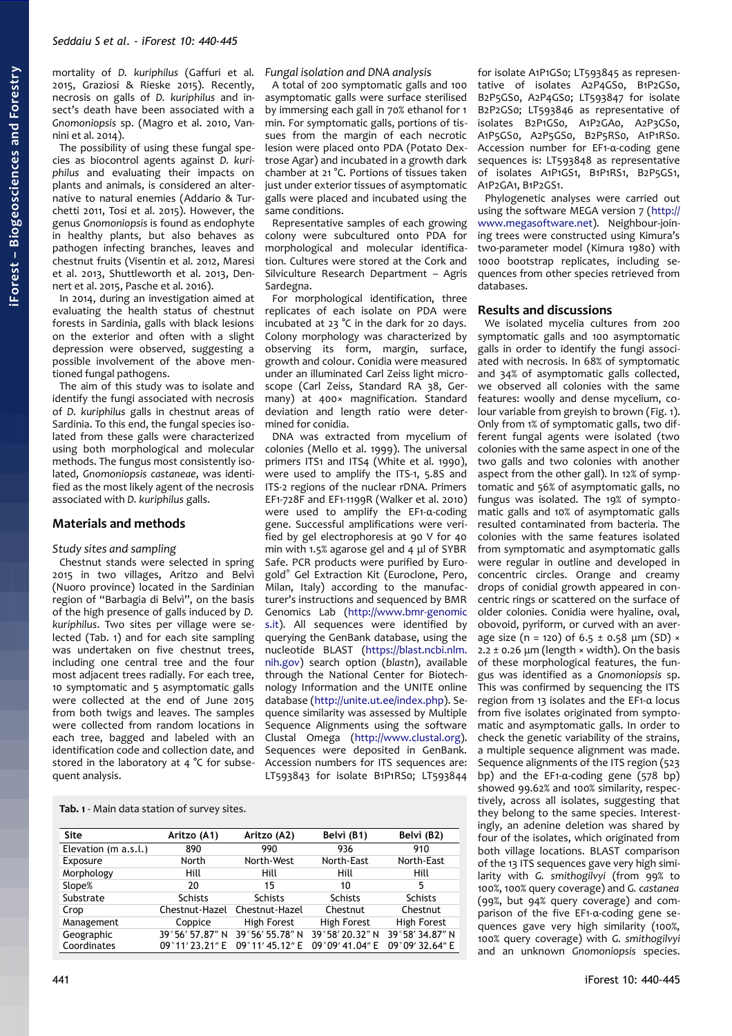mortality of *D. kuriphilus* (Gaffuri et al. 2015, Graziosi & Rieske 2015). Recently, necrosis on galls of *D. kuriphilus* and insect's death have been associated with a *Gnomoniopsis* sp. (Magro et al. 2010, Vannini et al. 2014).

The possibility of using these fungal species as biocontrol agents against *D. kuriphilus* and evaluating their impacts on plants and animals, is considered an alternative to natural enemies (Addario & Turchetti 2011, Tosi et al. 2015). However, the genus *Gnomoniopsis* is found as endophyte in healthy plants, but also behaves as pathogen infecting branches, leaves and chestnut fruits (Visentin et al. 2012, Maresi et al. 2013, Shuttleworth et al. 2013, Dennert et al. 2015, Pasche et al. 2016).

In 2014, during an investigation aimed at evaluating the health status of chestnut forests in Sardinia, galls with black lesions on the exterior and often with a slight depression were observed, suggesting a possible involvement of the above mentioned fungal pathogens.

The aim of this study was to isolate and identify the fungi associated with necrosis of *D. kuriphilus* galls in chestnut areas of Sardinia. To this end, the fungal species isolated from these galls were characterized using both morphological and molecular methods. The fungus most consistently isolated, *Gnomoniopsis castaneae*, was identified as the most likely agent of the necrosis associated with *D. kuriphilus* galls.

## Materials and methods

### Study sites and sampling

Chestnut stands were selected in spring 2015 in two villages, Aritzo and Belvì (Nuoro province) located in the Sardinian region of "Barbagia di Belvì", on the basis of the high presence of galls induced by *D. kuriphilus*. Two sites per village were selected (Tab. 1) and for each site sampling was undertaken on five chestnut trees, including one central tree and the four most adjacent trees radially. For each tree, 10 symptomatic and 5 asymptomatic galls were collected at the end of June 2015 from both twigs and leaves. The samples were collected from random locations in each tree, bagged and labeled with an identification code and collection date, and stored in the laboratory at 4 °C for subsequent analysis.

**Tab. 1** - Main data station of survey sites.

| Site | Aritzo (A1) | Aritzo (A2) | Belvì (B1) | Belvì (B2) |
|---|---|---|---|---|
| Elevation (m a.s.l.) | 890 | 990 | 936 | 910 |
| Exposure | North | North-West | North-East | North-East |
| Morphology | Hill | Hill | Hill | Hill |
| Slope% | 20 | 15 | 10 | 5 |
| Substrate | Schists | Schists | Schists | Schists |
| Crop | Chestnut-Hazel | Chestnut-Hazel | Chestnut | Chestnut |
| Management | Coppice | High Forest | High Forest | High Forest |
| Geographic Coordinates | 39°56′ 57.87″ N 09°11′ 23.21″ E | 39°56′ 55.78″ N 09°11′ 45.12″ E | 39°58′ 20.32″ N 09°09′ 41.04″ E | 39°58′ 34.87″ N 09°09′ 32.64″ E |

### Fungal isolation and DNA analysis

A total of 200 symptomatic galls and 100 asymptomatic galls were surface sterilised by immersing each gall in 70% ethanol for 1 min. For symptomatic galls, portions of tissues from the margin of each necrotic lesion were placed onto PDA (Potato Dextrose Agar) and incubated in a growth dark chamber at 21 °C. Portions of tissues taken just under exterior tissues of asymptomatic galls were placed and incubated using the same conditions.

Representative samples of each growing colony were subcultured onto PDA for morphological and molecular identification. Cultures were stored at the Cork and Silviculture Research Department – Agris Sardegna.

For morphological identification, three replicates of each isolate on PDA were incubated at 23 °C in the dark for 20 days. Colony morphology was characterized by observing its form, margin, surface, growth and colour. Conidia were measured under an illuminated Carl Zeiss light microscope (Carl Zeiss, Standard RA 38, Germany) at 400× magnification. Standard deviation and length ratio were determined for conidia.

DNA was extracted from mycelium of colonies (Mello et al. 1999). The universal primers ITS1 and ITS4 (White et al. 1990), were used to amplify the ITS-1, 5.8S and ITS-2 regions of the nuclear rDNA. Primers EF1-728F and EF1-1199R (Walker et al. 2010) were used to amplify the EF1-α-coding gene. Successful amplifications were verified by gel electrophoresis at 90 V for 40 min with 1.5% agarose gel and 4 µl of SYBR Safe. PCR products were purified by Eurogold® Gel Extraction Kit (Euroclone, Pero, Milan, Italy) according to the manufacturer's instructions and sequenced by BMR Genomics Lab (http://www.bmr-genomics.it). All sequences were identified by querying the GenBank database, using the nucleotide BLAST (https://blast.ncbi.nlm.nih.gov) search option (*blastn*), available through the National Center for Biotechnology Information and the UNITE online database (http://unite.ut.ee/index.php). Sequence similarity was assessed by Multiple Sequence Alignments using the software Clustal Omega (http://www.clustal.org). Sequences were deposited in GenBank. Accession numbers for ITS sequences are: LT593843 for isolate B1P1RS0; LT593844 for isolate A1P1GS0; LT593845 as representative of isolates A2P4GS0, B1P2GS0, B2P5GS0, A2P4GS0; LT593847 for isolate B2P2GS0; LT593846 as representative of isolates B2P1GS0, A1P2GA0, A2P3GS0, A1P5GS0, A2P5GS0, B2P5RS0, A1P1RS0. Accession number for EF1-α-coding gene sequences is: LT593848 as representative of isolates A1P1GS1, B1P1RS1, B2P5GS1, A1P2GA1, B1P2GS1.

Phylogenetic analyses were carried out using the software MEGA version 7 (http://www.megasoftware.net). Neighbour-joining trees were constructed using Kimura's two-parameter model (Kimura 1980) with 1000 bootstrap replicates, including sequences from other species retrieved from databases.

## Results and discussions

We isolated mycelia cultures from 200 symptomatic galls and 100 asymptomatic galls in order to identify the fungi associated with necrosis. In 68% of symptomatic and 34% of asymptomatic galls collected, we observed all colonies with the same features: woolly and dense mycelium, colour variable from greyish to brown (Fig. 1). Only from 1% of symptomatic galls, two different fungal agents were isolated (two colonies with the same aspect in one of the two galls and two colonies with another aspect from the other gall). In 12% of symptomatic and 56% of asymptomatic galls, no fungus was isolated. The 19% of symptomatic galls and 10% of asymptomatic galls resulted contaminated from bacteria. The colonies with the same features isolated from symptomatic and asymptomatic galls were regular in outline and developed in concentric circles. Orange and creamy drops of conidial growth appeared in concentric rings or scattered on the surface of older colonies. Conidia were hyaline, oval, obovoid, pyriform, or curved with an average size (n = 120) of 6.5 ± 0.58 µm (SD) × 2.2 ± 0.26 µm (length × width). On the basis of these morphological features, the fungus was identified as a *Gnomoniopsis* sp. This was confirmed by sequencing the ITS region from 13 isolates and the EF1-α locus from five isolates originated from symptomatic and asymptomatic galls. In order to check the genetic variability of the strains, a multiple sequence alignment was made. Sequence alignments of the ITS region (523 bp) and the EF1-α-coding gene (578 bp) showed 99.62% and 100% similarity, respectively, across all isolates, suggesting that they belong to the same species. Interestingly, an adenine deletion was shared by four of the isolates, which originated from both village locations. BLAST comparison of the 13 ITS sequences gave very high similarity with *G. smithogilvyi* (from 99% to 100%, 100% query coverage) and *G. castanea* (99%, but 94% query coverage) and comparison of the five EF1-α-coding gene sequences gave very high similarity (100%, 100% query coverage) with *G. smithogilvyi* and an unknown *Gnomoniopsis* species.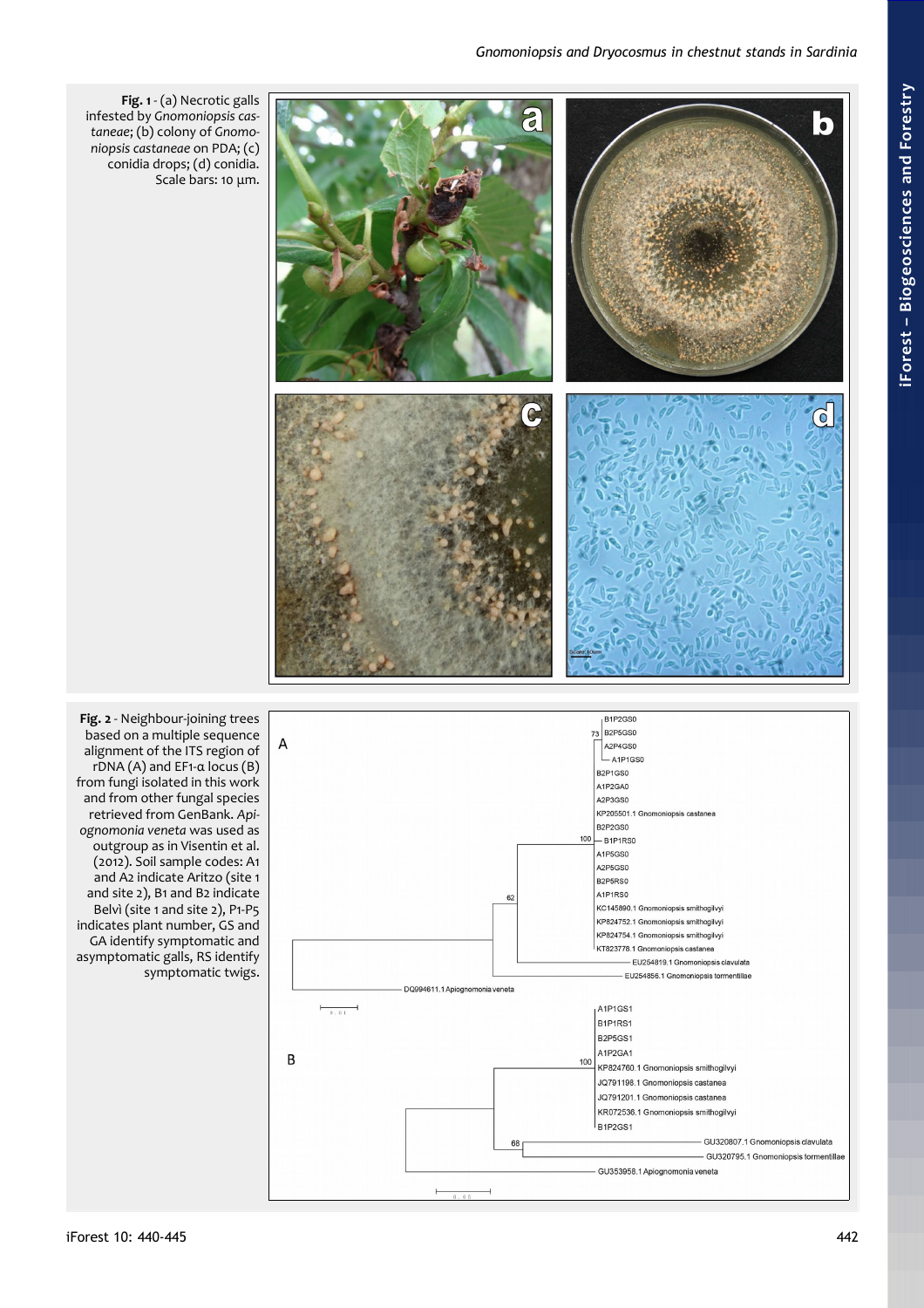**Fig. 1** - (a) Necrotic galls infested by *Gnomoniopsis castaneae*; (b) colony of *Gnomoniopsis castaneae* on PDA; (c) conidia drops; (d) conidia. Scale bars: 10 µm.

**Fig. 2** - Neighbour-joining trees based on a multiple sequence alignment of the ITS region of rDNA (A) and EF1-α locus (B) from fungi isolated in this work and from other fungal species retrieved from GenBank. *Apiognomonia veneta* was used as outgroup as in Visentin et al. (2012). Soil sample codes: A1 and A2 indicate Aritzo (site 1 and site 2), B1 and B2 indicate Belvì (site 1 and site 2), P1-P5 indicates plant number, GS and GA identify symptomatic and asymptomatic galls, RS identify symptomatic twigs.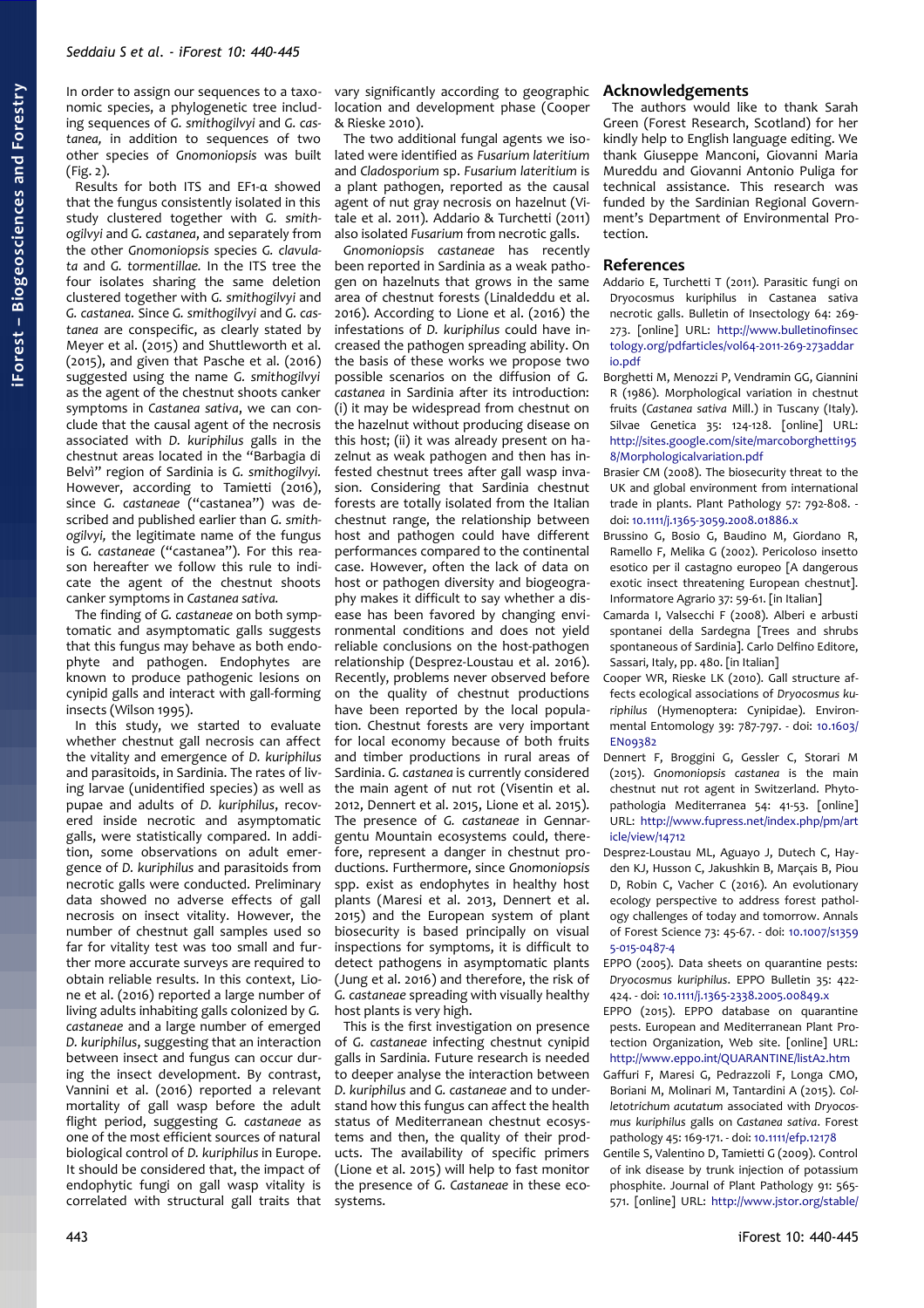In order to assign our sequences to a taxonomic species, a phylogenetic tree including sequences of *G. smithogilvyi* and *G. castanea,* in addition to sequences of two other species of *Gnomoniopsis* was built (Fig. 2).

Results for both ITS and EF1-α showed that the fungus consistently isolated in this study clustered together with *G. smithogilvyi* and *G. castanea*, and separately from the other *Gnomoniopsis* species *G. clavulata* and *G. tormentillae.* In the ITS tree the four isolates sharing the same deletion clustered together with *G. smithogilvyi* and *G. castanea.* Since *G. smithogilvyi* and *G. castanea* are conspecific, as clearly stated by Meyer et al. (2015) and Shuttleworth et al. (2015), and given that Pasche et al. (2016) suggested using the name *G. smithogilvyi* as the agent of the chestnut shoots canker symptoms in *Castanea sativa*, we can conclude that the causal agent of the necrosis associated with *D. kuriphilus* galls in the chestnut areas located in the "Barbagia di Belvì" region of Sardinia is *G. smithogilvyi.* However, according to Tamietti (2016), since *G. castaneae* ("castanea") was described and published earlier than *G. smithogilvyi,* the legitimate name of the fungus is *G. castaneae* ("castanea"). For this reason hereafter we follow this rule to indicate the agent of the chestnut shoots canker symptoms in *Castanea sativa.*

The finding of *G. castaneae* on both symptomatic and asymptomatic galls suggests that this fungus may behave as both endophyte and pathogen. Endophytes are known to produce pathogenic lesions on cynipid galls and interact with gall-forming insects (Wilson 1995).

In this study, we started to evaluate whether chestnut gall necrosis can affect the vitality and emergence of *D. kuriphilus* and parasitoids, in Sardinia. The rates of living larvae (unidentified species) as well as pupae and adults of *D. kuriphilus*, recovered inside necrotic and asymptomatic galls, were statistically compared. In addition, some observations on adult emergence of *D. kuriphilus* and parasitoids from necrotic galls were conducted. Preliminary data showed no adverse effects of gall necrosis on insect vitality. However, the number of chestnut gall samples used so far for vitality test was too small and further more accurate surveys are required to obtain reliable results. In this context, Lione et al. (2016) reported a large number of living adults inhabiting galls colonized by *G. castaneae* and a large number of emerged *D. kuriphilus*, suggesting that an interaction between insect and fungus can occur during the insect development. By contrast, Vannini et al. (2016) reported a relevant mortality of gall wasp before the adult flight period, suggesting *G. castaneae* as one of the most efficient sources of natural biological control of *D. kuriphilus* in Europe. It should be considered that, the impact of endophytic fungi on gall wasp vitality is correlated with structural gall traits that vary significantly according to geographic location and development phase (Cooper & Rieske 2010).

The two additional fungal agents we isolated were identified as *Fusarium lateritium* and *Cladosporium* sp. *Fusarium lateritium* is a plant pathogen, reported as the causal agent of nut gray necrosis on hazelnut (Vitale et al. 2011). Addario & Turchetti (2011) also isolated *Fusarium* from necrotic galls.

*Gnomoniopsis castaneae* has recently been reported in Sardinia as a weak pathogen on hazelnuts that grows in the same area of chestnut forests (Linaldeddu et al. 2016). According to Lione et al. (2016) the infestations of *D. kuriphilus* could have increased the pathogen spreading ability. On the basis of these works we propose two possible scenarios on the diffusion of *G. castanea* in Sardinia after its introduction: (i) it may be widespread from chestnut on the hazelnut without producing disease on this host; (ii) it was already present on hazelnut as weak pathogen and then has infested chestnut trees after gall wasp invasion. Considering that Sardinia chestnut forests are totally isolated from the Italian chestnut range, the relationship between host and pathogen could have different performances compared to the continental case. However, often the lack of data on host or pathogen diversity and biogeography makes it difficult to say whether a disease has been favored by changing environmental conditions and does not yield reliable conclusions on the host-pathogen relationship (Desprez-Loustau et al. 2016). Recently, problems never observed before on the quality of chestnut productions have been reported by the local population. Chestnut forests are very important for local economy because of both fruits and timber productions in rural areas of Sardinia. *G. castanea* is currently considered the main agent of nut rot (Visentin et al. 2012, Dennert et al. 2015, Lione et al. 2015). The presence of *G. castaneae* in Gennargentu Mountain ecosystems could, therefore, represent a danger in chestnut productions. Furthermore, since *Gnomoniopsis* spp. exist as endophytes in healthy host plants (Maresi et al. 2013, Dennert et al. 2015) and the European system of plant biosecurity is based principally on visual inspections for symptoms, it is difficult to detect pathogens in asymptomatic plants (Jung et al. 2016) and therefore, the risk of *G. castaneae* spreading with visually healthy host plants is very high.

This is the first investigation on presence of *G. castaneae* infecting chestnut cynipid galls in Sardinia. Future research is needed to deeper analyse the interaction between *D. kuriphilus* and *G. castaneae* and to understand how this fungus can affect the health status of Mediterranean chestnut ecosystems and then, the quality of their products. The availability of specific primers (Lione et al. 2015) will help to fast monitor the presence of *G. Castaneae* in these ecosystems.

## Acknowledgements

The authors would like to thank Sarah Green (Forest Research, Scotland) for her kindly help to English language editing. We thank Giuseppe Manconi, Giovanni Maria Mureddu and Giovanni Antonio Puliga for technical assistance. This research was funded by the Sardinian Regional Government's Department of Environmental Protection.

## References

Addario E, Turchetti T (2011). Parasitic fungi on Dryocosmus kuriphilus in Castanea sativa necrotic galls. Bulletin of Insectology 64: 269-273. [online] URL: http://www.bulletinofinsectology.org/pdfarticles/vol64-2011-269-273addario.pdf

Borghetti M, Menozzi P, Vendramin GG, Giannini R (1986). Morphological variation in chestnut fruits (*Castanea sativa* Mill.) in Tuscany (Italy). Silvae Genetica 35: 124-128. [online] URL: http://sites.google.com/site/marcoborghetti1958/Morphologicalvariation.pdf

Brasier CM (2008). The biosecurity threat to the UK and global environment from international trade in plants. Plant Pathology 57: 792-808. - doi: 10.1111/j.1365-3059.2008.01886.x

Brussino G, Bosio G, Baudino M, Giordano R, Ramello F, Melika G (2002). Pericoloso insetto esotico per il castagno europeo [A dangerous exotic insect threatening European chestnut]. Informatore Agrario 37: 59-61. [in Italian]

Camarda I, Valsecchi F (2008). Alberi e arbusti spontanei della Sardegna [Trees and shrubs spontaneous of Sardinia]. Carlo Delfino Editore, Sassari, Italy, pp. 480. [in Italian]

Cooper WR, Rieske LK (2010). Gall structure affects ecological associations of *Dryocosmus kuriphilus* (Hymenoptera: Cynipidae). Environmental Entomology 39: 787-797. - doi: 10.1603/EN09382

Dennert F, Broggini G, Gessler C, Storari M (2015). *Gnomoniopsis castanea* is the main chestnut nut rot agent in Switzerland. Phytopathologia Mediterranea 54: 41-53. [online] URL: http://www.fupress.net/index.php/pm/article/view/14712

Desprez-Loustau ML, Aguayo J, Dutech C, Hayden KJ, Husson C, Jakushkin B, Marçais B, Piou D, Robin C, Vacher C (2016). An evolutionary ecology perspective to address forest pathology challenges of today and tomorrow. Annals of Forest Science 73: 45-67. - doi: 10.1007/s13595-015-0487-4

EPPO (2005). Data sheets on quarantine pests: *Dryocosmus kuriphilus*. EPPO Bulletin 35: 422-424. - doi: 10.1111/j.1365-2338.2005.00849.x

EPPO (2015). EPPO database on quarantine pests. European and Mediterranean Plant Protection Organization, Web site. [online] URL: http://www.eppo.int/QUARANTINE/listA2.htm

Gaffuri F, Maresi G, Pedrazzoli F, Longa CMO, Boriani M, Molinari M, Tantardini A (2015). *Colletotrichum acutatum* associated with *Dryocosmus kuriphilus* galls on *Castanea sativa*. Forest pathology 45: 169-171. - doi: 10.1111/efp.12178

Gentile S, Valentino D, Tamietti G (2009). Control of ink disease by trunk injection of potassium phosphite. Journal of Plant Pathology 91: 565-571. [online] URL: http://www.jstor.org/stable/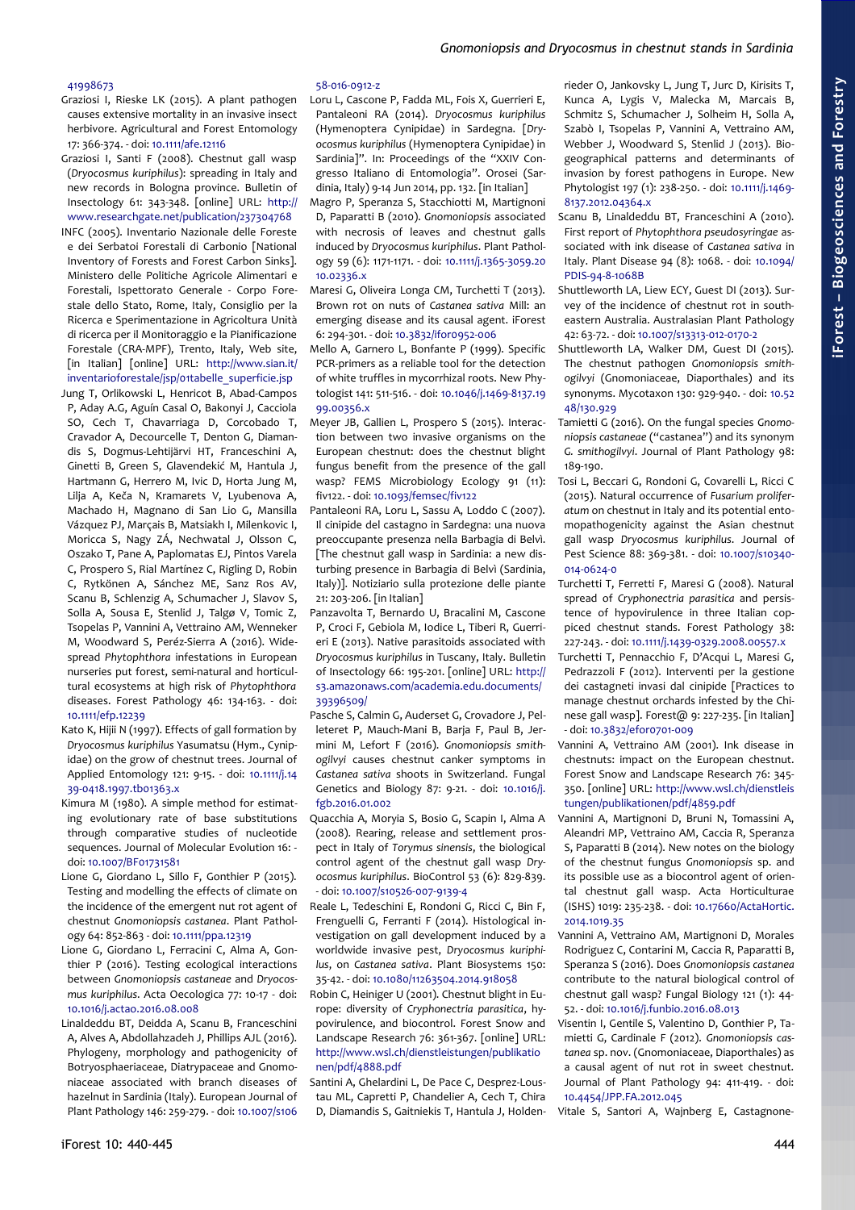41998673

Graziosi I, Rieske LK (2015). A plant pathogen causes extensive mortality in an invasive insect herbivore. Agricultural and Forest Entomology 17: 366-374. - doi: 10.1111/afe.12116

Graziosi I, Santi F (2008). Chestnut gall wasp (*Dryocosmus kuriphilus*): spreading in Italy and new records in Bologna province. Bulletin of Insectology 61: 343-348. [online] URL: http://www.researchgate.net/publication/237304768

INFC (2005). Inventario Nazionale delle Foreste e dei Serbatoi Forestali di Carbonio [National Inventory of Forests and Forest Carbon Sinks]. Ministero delle Politiche Agricole Alimentari e Forestali, Ispettorato Generale - Corpo Forestale dello Stato, Rome, Italy, Consiglio per la Ricerca e Sperimentazione in Agricoltura Unità di ricerca per il Monitoraggio e la Pianificazione Forestale (CRA-MPF), Trento, Italy, Web site, [in Italian] [online] URL: http://www.sian.it/inventarioforestale/jsp/01tabelle_superficie.jsp

Jung T, Orlikowski L, Henricot B, Abad-Campos P, Aday A.G, Aguín Casal O, Bakonyi J, Cacciola SO, Cech T, Chavarriaga D, Corcobado T, Cravador A, Decourcelle T, Denton G, Diamandis S, Dogmus-Lehtijärvi HT, Franceschini A, Ginetti B, Green S, Glavendekić M, Hantula J, Hartmann G, Herrero M, Ivic D, Horta Jung M, Lilja A, Keča N, Kramarets V, Lyubenova A, Machado H, Magnano di San Lio G, Mansilla Vázquez PJ, Marçais B, Matsiakh I, Milenkovic I, Moricca S, Nagy ZÁ, Nechwatal J, Olsson C, Oszako T, Pane A, Paplomatas EJ, Pintos Varela C, Prospero S, Rial Martínez C, Rigling D, Robin C, Rytkönen A, Sánchez ME, Sanz Ros AV, Scanu B, Schlenzig A, Schumacher J, Slavov S, Solla A, Sousa E, Stenlid J, Talgø V, Tomic Z, Tsopelas P, Vannini A, Vettraino AM, Wenneker M, Woodward S, Peréz-Sierra A (2016). Widespread *Phytophthora* infestations in European nurseries put forest, semi-natural and horticultural ecosystems at high risk of *Phytophthora* diseases. Forest Pathology 46: 134-163. - doi: 10.1111/efp.12239

Kato K, Hijii N (1997). Effects of gall formation by *Dryocosmus kuriphilus* Yasumatsu (Hym., Cynipidae) on the grow of chestnut trees. Journal of Applied Entomology 121: 9-15. - doi: 10.1111/j.1439-0418.1997.tb01363.x

Kimura M (1980). A simple method for estimating evolutionary rate of base substitutions through comparative studies of nucleotide sequences. Journal of Molecular Evolution 16: - doi: 10.1007/BF01731581

Lione G, Giordano L, Sillo F, Gonthier P (2015). Testing and modelling the effects of climate on the incidence of the emergent nut rot agent of chestnut *Gnomoniopsis castanea*. Plant Pathology 64: 852-863 - doi: 10.1111/ppa.12319

Lione G, Giordano L, Ferracini C, Alma A, Gonthier P (2016). Testing ecological interactions between *Gnomoniopsis castaneae* and *Dryocosmus kuriphilus*. Acta Oecologica 77: 10-17 - doi: 10.1016/j.actao.2016.08.008

Linaldeddu BT, Deidda A, Scanu B, Franceschini A, Alves A, Abdollahzadeh J, Phillips AJL (2016). Phylogeny, morphology and pathogenicity of Botryosphaeriaceae, Diatrypaceae and Gnomoniaceae associated with branch diseases of hazelnut in Sardinia (Italy). European Journal of Plant Pathology 146: 259-279. - doi: 10.1007/s10658-016-0912-z

Loru L, Cascone P, Fadda ML, Fois X, Guerrieri E, Pantaleoni RA (2014). *Dryocosmus kuriphilus* (Hymenoptera Cynipidae) in Sardegna. [*Dryocosmus kuriphilus* (Hymenoptera Cynipidae) in Sardinia]". In: Proceedings of the "XXIV Congresso Italiano di Entomologia". Orosei (Sardinia, Italy) 9-14 Jun 2014, pp. 132. [in Italian]

Magro P, Speranza S, Stacchiotti M, Martignoni D, Paparatti B (2010). *Gnomoniopsis* associated with necrosis of leaves and chestnut galls induced by *Dryocosmus kuriphilus*. Plant Pathology 59 (6): 1171-1171. - doi: 10.1111/j.1365-3059.2010.02336.x

Maresi G, Oliveira Longa CM, Turchetti T (2013). Brown rot on nuts of *Castanea sativa* Mill: an emerging disease and its causal agent. iForest 6: 294-301. - doi: 10.3832/ifor0952-006

Mello A, Garnero L, Bonfante P (1999). Specific PCR-primers as a reliable tool for the detection of white truffles in mycorrhizal roots. New Phytologist 141: 511-516. - doi: 10.1046/j.1469-8137.1999.00356.x

Meyer JB, Gallien L, Prospero S (2015). Interaction between two invasive organisms on the European chestnut: does the chestnut blight fungus benefit from the presence of the gall wasp? FEMS Microbiology Ecology 91 (11): fiv122. - doi: 10.1093/femsec/fiv122

Pantaleoni RA, Loru L, Sassu A, Loddo C (2007). Il cinipide del castagno in Sardegna: una nuova preoccupante presenza nella Barbagia di Belvì. [The chestnut gall wasp in Sardinia: a new disturbing presence in Barbagia di Belvì (Sardinia, Italy)]. Notiziario sulla protezione delle piante 21: 203-206. [in Italian]

Panzavolta T, Bernardo U, Bracalini M, Cascone P, Croci F, Gebiola M, Iodice L, Tiberi R, Guerrieri E (2013). Native parasitoids associated with *Dryocosmus kuriphilus* in Tuscany, Italy. Bulletin of Insectology 66: 195-201. [online] URL: http://s3.amazonaws.com/academia.edu.documents/39396509/

Pasche S, Calmin G, Auderset G, Crovadore J, Pelleteret P, Mauch-Mani B, Barja F, Paul B, Jermini M, Lefort F (2016). *Gnomoniopsis smithogilvyi* causes chestnut canker symptoms in *Castanea sativa* shoots in Switzerland. Fungal Genetics and Biology 87: 9-21. - doi: 10.1016/j.fgb.2016.01.002

Quacchia A, Moryia S, Bosio G, Scapin I, Alma A (2008). Rearing, release and settlement prospect in Italy of *Torymus sinensis*, the biological control agent of the chestnut gall wasp *Dryocosmus kuriphilus*. BioControl 53 (6): 829-839. - doi: 10.1007/s10526-007-9139-4

Reale L, Tedeschini E, Rondoni G, Ricci C, Bin F, Frenguelli G, Ferranti F (2014). Histological investigation on gall development induced by a worldwide invasive pest, *Dryocosmus kuriphilus*, on *Castanea sativa*. Plant Biosystems 150: 35-42. - doi: 10.1080/11263504.2014.918058

Robin C, Heiniger U (2001). Chestnut blight in Europe: diversity of *Cryphonectria parasitica*, hypovirulence, and biocontrol. Forest Snow and Landscape Research 76: 361-367. [online] URL: http://www.wsl.ch/dienstleistungen/publikationen/pdf/4888.pdf

Santini A, Ghelardini L, De Pace C, Desprez-Loustau ML, Capretti P, Chandelier A, Cech T, Chira D, Diamandis S, Gaitniekis T, Hantula J, Holdenrieder O, Jankovsky L, Jung T, Jurc D, Kirisits T, Kunca A, Lygis V, Malecka M, Marcais B, Schmitz S, Schumacher J, Solheim H, Solla A, Szabò I, Tsopelas P, Vannini A, Vettraino AM, Webber J, Woodward S, Stenlid J (2013). Biogeographical patterns and determinants of invasion by forest pathogens in Europe. New Phytologist 197 (1): 238-250. - doi: 10.1111/j.1469-8137.2012.04364.x

Scanu B, Linaldeddu BT, Franceschini A (2010). First report of *Phytophthora pseudosyringae* associated with ink disease of *Castanea sativa* in Italy. Plant Disease 94 (8): 1068. - doi: 10.1094/PDIS-94-8-1068B

Shuttleworth LA, Liew ECY, Guest DI (2013). Survey of the incidence of chestnut rot in south-eastern Australia. Australasian Plant Pathology 42: 63-72. - doi: 10.1007/s13313-012-0170-2

Shuttleworth LA, Walker DM, Guest DI (2015). The chestnut pathogen *Gnomoniopsis smithogilvyi* (Gnomoniaceae, Diaporthales) and its synonyms. Mycotaxon 130: 929-940. - doi: 10.5248/130.929

Tamietti G (2016). On the fungal species *Gnomoniopsis castaneae* ("castanea") and its synonym *G. smithogilvyi*. Journal of Plant Pathology 98: 189-190.

Tosi L, Beccari G, Rondoni G, Covarelli L, Ricci C (2015). Natural occurrence of *Fusarium proliferatum* on chestnut in Italy and its potential entomopathogenicity against the Asian chestnut gall wasp *Dryocosmus kuriphilus*. Journal of Pest Science 88: 369-381. - doi: 10.1007/s10340-014-0624-0

Turchetti T, Ferretti F, Maresi G (2008). Natural spread of *Cryphonectria parasitica* and persistence of hypovirulence in three Italian coppiced chestnut stands. Forest Pathology 38: 227-243. - doi: 10.1111/j.1439-0329.2008.00557.x

Turchetti T, Pennacchio F, D'Acqui L, Maresi G, Pedrazzoli F (2012). Interventi per la gestione dei castagneti invasi dal cinipide [Practices to manage chestnut orchards infested by the Chinese gall wasp]. Forest@ 9: 227-235. [in Italian] - doi: 10.3832/efor0701-009

Vannini A, Vettraino AM (2001). Ink disease in chestnuts: impact on the European chestnut. Forest Snow and Landscape Research 76: 345-350. [online] URL: http://www.wsl.ch/dienstleistungen/publikationen/pdf/4859.pdf

Vannini A, Martignoni D, Bruni N, Tomassini A, Aleandri MP, Vettraino AM, Caccia R, Speranza S, Paparatti B (2014). New notes on the biology of the chestnut fungus *Gnomoniopsis* sp. and its possible use as a biocontrol agent of oriental chestnut gall wasp. Acta Horticulturae (ISHS) 1019: 235-238. - doi: 10.17660/ActaHortic.2014.1019.35

Vannini A, Vettraino AM, Martignoni D, Morales Rodriguez C, Contarini M, Caccia R, Paparatti B, Speranza S (2016). Does *Gnomoniopsis castanea* contribute to the natural biological control of chestnut gall wasp? Fungal Biology 121 (1): 44-52. - doi: 10.1016/j.funbio.2016.08.013

Visentin I, Gentile S, Valentino D, Gonthier P, Tamietti G, Cardinale F (2012). *Gnomoniopsis castanea* sp. nov. (Gnomoniaceae, Diaporthales) as a causal agent of nut rot in sweet chestnut. Journal of Plant Pathology 94: 411-419. - doi: 10.4454/JPP.FA.2012.045

Vitale S, Santori A, Wajnberg E, Castagnone-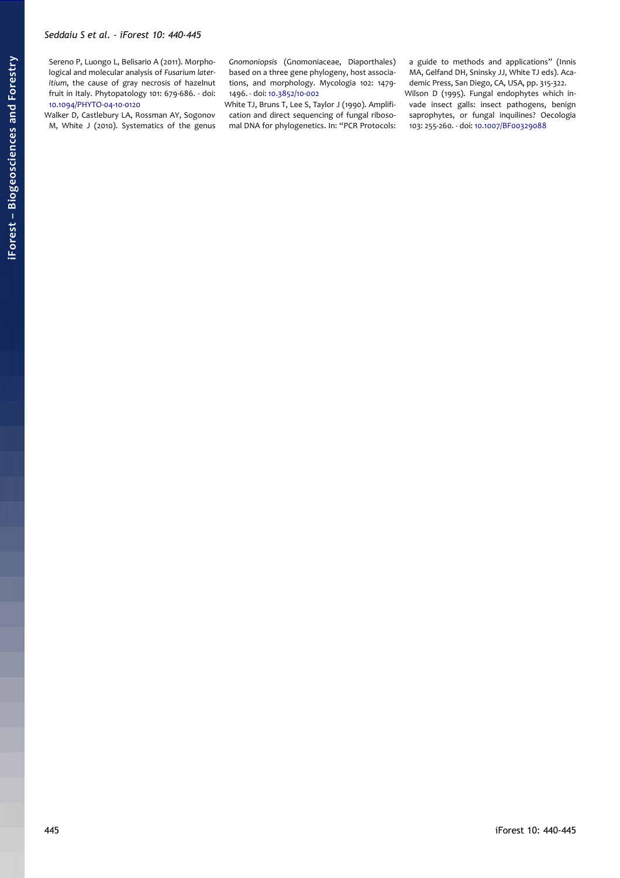Sereno P, Luongo L, Belisario A (2011). Morphological and molecular analysis of *Fusarium lateritium*, the cause of gray necrosis of hazelnut fruit in Italy. Phytopatology 101: 679-686. - doi: 10.1094/PHYTO-04-10-0120

Walker D, Castlebury LA, Rossman AY, Sogonov M, White J (2010). Systematics of the genus *Gnomoniopsis* (Gnomoniaceae, Diaporthales) based on a three gene phylogeny, host associations, and morphology. Mycologia 102: 1479-1496. - doi: 10.3852/10-002

White TJ, Bruns T, Lee S, Taylor J (1990). Amplification and direct sequencing of fungal ribosomal DNA for phylogenetics. In: "PCR Protocols: a guide to methods and applications" (Innis MA, Gelfand DH, Sninsky JJ, White TJ eds). Academic Press, San Diego, CA, USA, pp. 315-322.

Wilson D (1995). Fungal endophytes which invade insect galls: insect pathogens, benign saprophytes, or fungal inquilines? Oecologia 103: 255-260. - doi: 10.1007/BF00329088